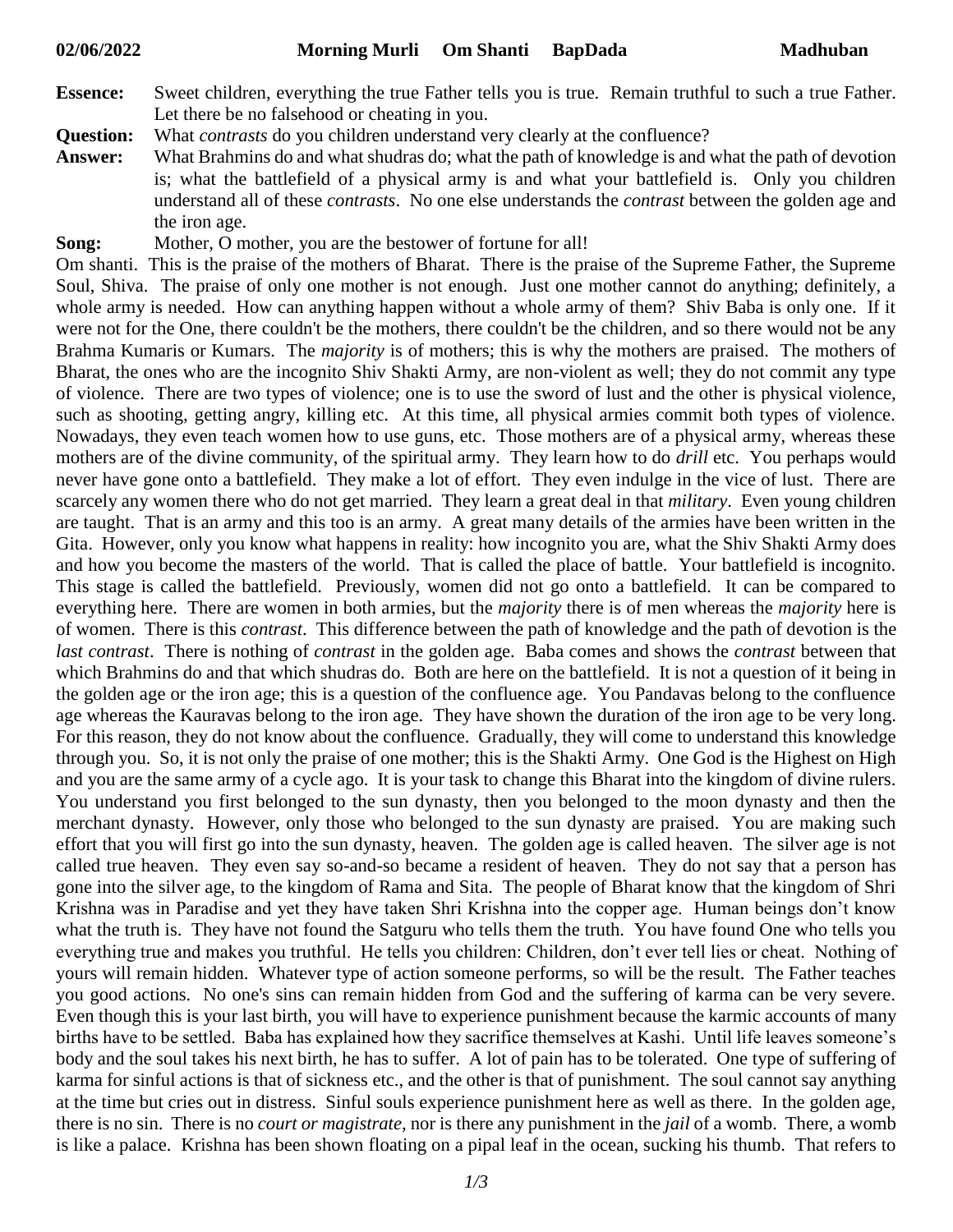**02/06/2022 Morning Murli Om Shanti BapDada Madhuban**

**Essence:** Sweet children, everything the true Father tells you is true. Remain truthful to such a true Father. Let there be no falsehood or cheating in you.

**Question:** What *contrasts* do you children understand very clearly at the confluence?

**Answer:** What Brahmins do and what shudras do; what the path of knowledge is and what the path of devotion is; what the battlefield of a physical army is and what your battlefield is. Only you children understand all of these *contrasts*. No one else understands the *contrast* between the golden age and the iron age.

**Song:** Mother, O mother, you are the bestower of fortune for all!

Om shanti. This is the praise of the mothers of Bharat. There is the praise of the Supreme Father, the Supreme Soul, Shiva. The praise of only one mother is not enough. Just one mother cannot do anything; definitely, a whole army is needed. How can anything happen without a whole army of them? Shiv Baba is only one. If it were not for the One, there couldn't be the mothers, there couldn't be the children, and so there would not be any Brahma Kumaris or Kumars. The *majority* is of mothers; this is why the mothers are praised. The mothers of Bharat, the ones who are the incognito Shiv Shakti Army, are non-violent as well; they do not commit any type of violence. There are two types of violence; one is to use the sword of lust and the other is physical violence, such as shooting, getting angry, killing etc. At this time, all physical armies commit both types of violence. Nowadays, they even teach women how to use guns, etc. Those mothers are of a physical army, whereas these mothers are of the divine community, of the spiritual army. They learn how to do *drill* etc. You perhaps would never have gone onto a battlefield. They make a lot of effort. They even indulge in the vice of lust. There are scarcely any women there who do not get married. They learn a great deal in that *military*. Even young children are taught. That is an army and this too is an army. A great many details of the armies have been written in the Gita. However, only you know what happens in reality: how incognito you are, what the Shiv Shakti Army does and how you become the masters of the world. That is called the place of battle. Your battlefield is incognito. This stage is called the battlefield. Previously, women did not go onto a battlefield. It can be compared to everything here. There are women in both armies, but the *majority* there is of men whereas the *majority* here is of women. There is this *contrast*. This difference between the path of knowledge and the path of devotion is the *last contrast*. There is nothing of *contrast* in the golden age. Baba comes and shows the *contrast* between that which Brahmins do and that which shudras do. Both are here on the battlefield. It is not a question of it being in the golden age or the iron age; this is a question of the confluence age. You Pandavas belong to the confluence age whereas the Kauravas belong to the iron age. They have shown the duration of the iron age to be very long. For this reason, they do not know about the confluence. Gradually, they will come to understand this knowledge through you. So, it is not only the praise of one mother; this is the Shakti Army. One God is the Highest on High and you are the same army of a cycle ago. It is your task to change this Bharat into the kingdom of divine rulers. You understand you first belonged to the sun dynasty, then you belonged to the moon dynasty and then the merchant dynasty. However, only those who belonged to the sun dynasty are praised. You are making such effort that you will first go into the sun dynasty, heaven. The golden age is called heaven. The silver age is not called true heaven. They even say so-and-so became a resident of heaven. They do not say that a person has gone into the silver age, to the kingdom of Rama and Sita. The people of Bharat know that the kingdom of Shri Krishna was in Paradise and yet they have taken Shri Krishna into the copper age. Human beings don't know what the truth is. They have not found the Satguru who tells them the truth. You have found One who tells you everything true and makes you truthful. He tells you children: Children, don't ever tell lies or cheat. Nothing of yours will remain hidden. Whatever type of action someone performs, so will be the result. The Father teaches you good actions. No one's sins can remain hidden from God and the suffering of karma can be very severe. Even though this is your last birth, you will have to experience punishment because the karmic accounts of many births have to be settled. Baba has explained how they sacrifice themselves at Kashi. Until life leaves someone's body and the soul takes his next birth, he has to suffer. A lot of pain has to be tolerated. One type of suffering of karma for sinful actions is that of sickness etc., and the other is that of punishment. The soul cannot say anything at the time but cries out in distress. Sinful souls experience punishment here as well as there. In the golden age, there is no sin. There is no *court or magistrate*, nor is there any punishment in the *jail* of a womb. There, a womb is like a palace. Krishna has been shown floating on a pipal leaf in the ocean, sucking his thumb. That refers to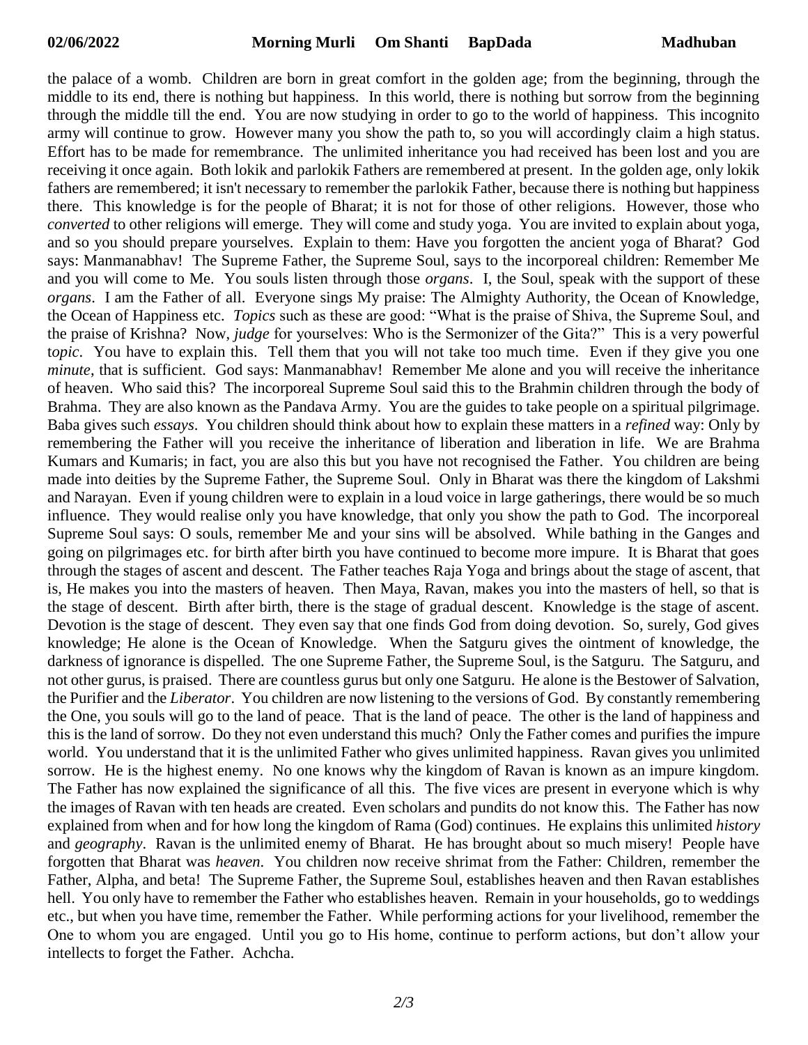the palace of a womb. Children are born in great comfort in the golden age; from the beginning, through the middle to its end, there is nothing but happiness. In this world, there is nothing but sorrow from the beginning through the middle till the end. You are now studying in order to go to the world of happiness. This incognito army will continue to grow. However many you show the path to, so you will accordingly claim a high status. Effort has to be made for remembrance. The unlimited inheritance you had received has been lost and you are receiving it once again. Both lokik and parlokik Fathers are remembered at present. In the golden age, only lokik fathers are remembered; it isn't necessary to remember the parlokik Father, because there is nothing but happiness there. This knowledge is for the people of Bharat; it is not for those of other religions. However, those who *converted* to other religions will emerge. They will come and study yoga. You are invited to explain about yoga, and so you should prepare yourselves. Explain to them: Have you forgotten the ancient yoga of Bharat? God says: Manmanabhav! The Supreme Father, the Supreme Soul, says to the incorporeal children: Remember Me and you will come to Me. You souls listen through those *organs*. I, the Soul, speak with the support of these *organs*. I am the Father of all. Everyone sings My praise: The Almighty Authority, the Ocean of Knowledge, the Ocean of Happiness etc. *Topics* such as these are good: "What is the praise of Shiva, the Supreme Soul, and the praise of Krishna? Now, *judge* for yourselves: Who is the Sermonizer of the Gita?" This is a very powerful t*opic*. You have to explain this. Tell them that you will not take too much time. Even if they give you one *minute*, that is sufficient. God says: Manmanabhav! Remember Me alone and you will receive the inheritance of heaven. Who said this? The incorporeal Supreme Soul said this to the Brahmin children through the body of Brahma. They are also known as the Pandava Army. You are the guides to take people on a spiritual pilgrimage. Baba gives such *essays*. You children should think about how to explain these matters in a *refined* way: Only by remembering the Father will you receive the inheritance of liberation and liberation in life. We are Brahma Kumars and Kumaris; in fact, you are also this but you have not recognised the Father. You children are being made into deities by the Supreme Father, the Supreme Soul. Only in Bharat was there the kingdom of Lakshmi and Narayan. Even if young children were to explain in a loud voice in large gatherings, there would be so much influence. They would realise only you have knowledge, that only you show the path to God. The incorporeal Supreme Soul says: O souls, remember Me and your sins will be absolved. While bathing in the Ganges and going on pilgrimages etc. for birth after birth you have continued to become more impure. It is Bharat that goes through the stages of ascent and descent. The Father teaches Raja Yoga and brings about the stage of ascent, that is, He makes you into the masters of heaven. Then Maya, Ravan, makes you into the masters of hell, so that is the stage of descent. Birth after birth, there is the stage of gradual descent. Knowledge is the stage of ascent. Devotion is the stage of descent. They even say that one finds God from doing devotion. So, surely, God gives knowledge; He alone is the Ocean of Knowledge. When the Satguru gives the ointment of knowledge, the darkness of ignorance is dispelled. The one Supreme Father, the Supreme Soul, is the Satguru. The Satguru, and not other gurus, is praised. There are countless gurus but only one Satguru. He alone is the Bestower of Salvation, the Purifier and the *Liberator*. You children are now listening to the versions of God. By constantly remembering the One, you souls will go to the land of peace. That is the land of peace. The other is the land of happiness and this is the land of sorrow. Do they not even understand this much? Only the Father comes and purifies the impure world. You understand that it is the unlimited Father who gives unlimited happiness. Ravan gives you unlimited sorrow. He is the highest enemy. No one knows why the kingdom of Ravan is known as an impure kingdom. The Father has now explained the significance of all this. The five vices are present in everyone which is why the images of Ravan with ten heads are created. Even scholars and pundits do not know this. The Father has now explained from when and for how long the kingdom of Rama (God) continues. He explains this unlimited *history* and *geography*. Ravan is the unlimited enemy of Bharat. He has brought about so much misery! People have forgotten that Bharat was *heaven*. You children now receive shrimat from the Father: Children, remember the Father, Alpha, and beta! The Supreme Father, the Supreme Soul, establishes heaven and then Ravan establishes hell. You only have to remember the Father who establishes heaven. Remain in your households, go to weddings etc., but when you have time, remember the Father. While performing actions for your livelihood, remember the One to whom you are engaged. Until you go to His home, continue to perform actions, but don't allow your intellects to forget the Father. Achcha.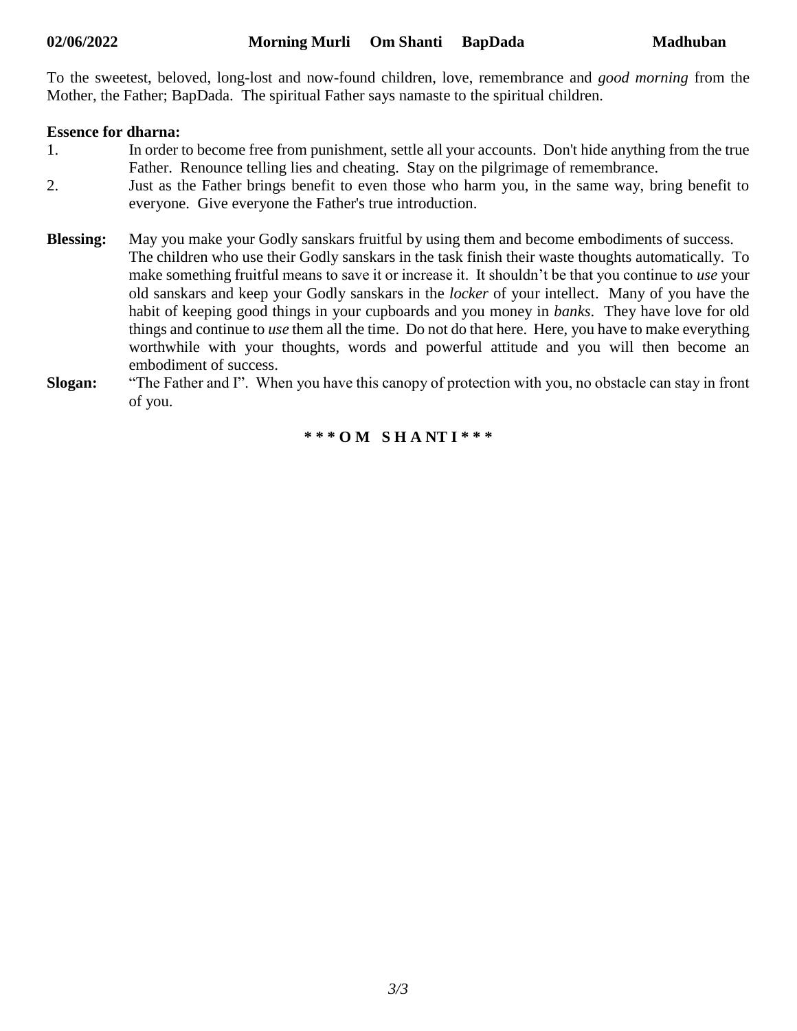To the sweetest, beloved, long-lost and now-found children, love, remembrance and *good morning* from the Mother, the Father; BapDada. The spiritual Father says namaste to the spiritual children.

**Essence for dharna:**

1. In order to become free from punishment, settle all your accounts. Don't hide anything from the true Father. Renounce telling lies and cheating. Stay on the pilgrimage of remembrance.
2. Just as the Father brings benefit to even those who harm you, in the same way, bring benefit to everyone. Give everyone the Father's true introduction.

**Blessing:** May you make your Godly sanskars fruitful by using them and become embodiments of success.
The children who use their Godly sanskars in the task finish their waste thoughts automatically. To make something fruitful means to save it or increase it. It shouldn't be that you continue to *use* your old sanskars and keep your Godly sanskars in the *locker* of your intellect. Many of you have the habit of keeping good things in your cupboards and you money in *banks*. They have love for old things and continue to *use* them all the time. Do not do that here. Here, you have to make everything worthwhile with your thoughts, words and powerful attitude and you will then become an embodiment of success.

**Slogan:** "The Father and I". When you have this canopy of protection with you, no obstacle can stay in front of you.

**\* \* \* O M S H A N T I \* \* \***